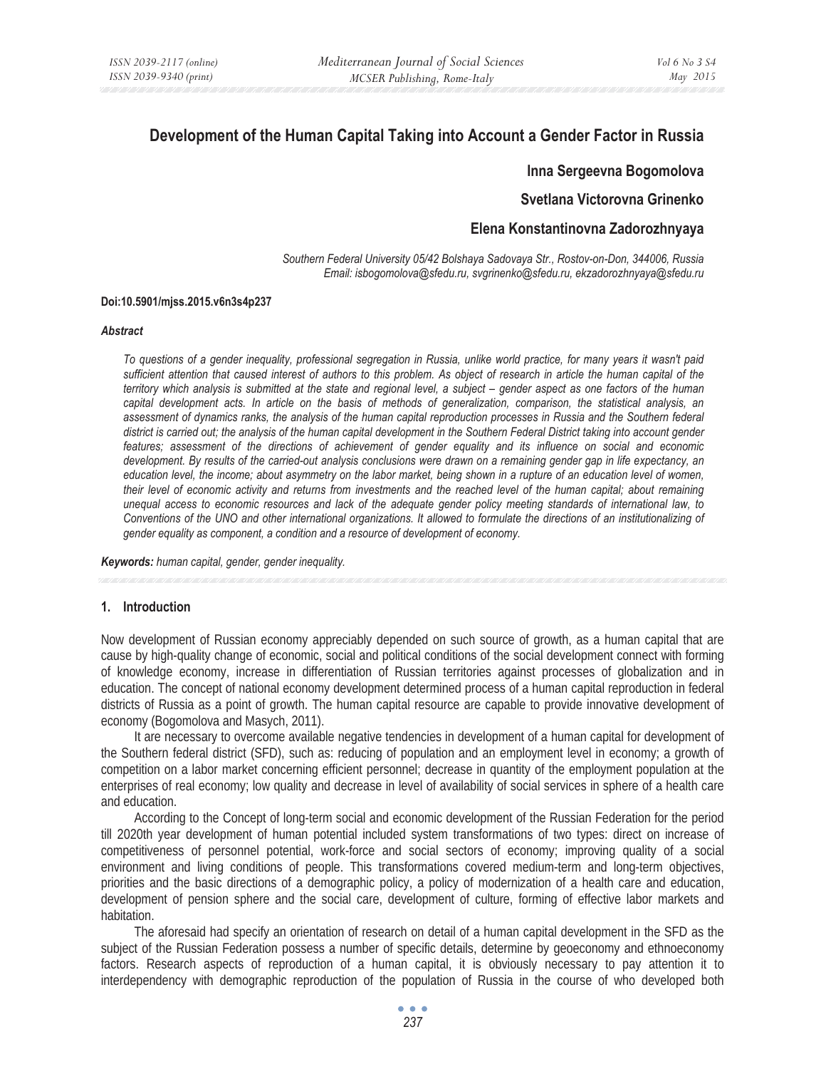# Development of the Human Capital Taking into Account a Gender Factor in Russia

**Inna Sergeevna Bogomolova**

**Svetlana Victorovna Grinenko**

**Elena Konstantinovna Zadorozhnyaya**

*Southern Federal University 05/42 Bolshaya Sadovaya Str., Rostov-on-Don, 344006, Russia*
*Email: isbogomolova@sfedu.ru, svgrinenko@sfedu.ru, ekzadorozhnyaya@sfedu.ru*

**Doi:10.5901/mjss.2015.v6n3s4p237**

***Abstract***

*To questions of a gender inequality, professional segregation in Russia, unlike world practice, for many years it wasn't paid sufficient attention that caused interest of authors to this problem. As object of research in article the human capital of the territory which analysis is submitted at the state and regional level, a subject – gender aspect as one factors of the human capital development acts. In article on the basis of methods of generalization, comparison, the statistical analysis, an assessment of dynamics ranks, the analysis of the human capital reproduction processes in Russia and the Southern federal district is carried out; the analysis of the human capital development in the Southern Federal District taking into account gender features; assessment of the directions of achievement of gender equality and its influence on social and economic development. By results of the carried-out analysis conclusions were drawn on a remaining gender gap in life expectancy, an education level, the income; about asymmetry on the labor market, being shown in a rupture of an education level of women, their level of economic activity and returns from investments and the reached level of the human capital; about remaining unequal access to economic resources and lack of the adequate gender policy meeting standards of international law, to Conventions of the UNO and other international organizations. It allowed to formulate the directions of an institutionalizing of gender equality as component, a condition and a resource of development of economy.*

***Keywords:*** *human capital, gender, gender inequality.*

## 1. Introduction

Now development of Russian economy appreciably depended on such source of growth, as a human capital that are cause by high-quality change of economic, social and political conditions of the social development connect with forming of knowledge economy, increase in differentiation of Russian territories against processes of globalization and in education. The concept of national economy development determined process of a human capital reproduction in federal districts of Russia as a point of growth. The human capital resource are capable to provide innovative development of economy (Bogomolova and Masych, 2011).

It are necessary to overcome available negative tendencies in development of a human capital for development of the Southern federal district (SFD), such as: reducing of population and an employment level in economy; a growth of competition on a labor market concerning efficient personnel; decrease in quantity of the employment population at the enterprises of real economy; low quality and decrease in level of availability of social services in sphere of a health care and education.

According to the Concept of long-term social and economic development of the Russian Federation for the period till 2020th year development of human potential included system transformations of two types: direct on increase of competitiveness of personnel potential, work-force and social sectors of economy; improving quality of a social environment and living conditions of people. This transformations covered medium-term and long-term objectives, priorities and the basic directions of a demographic policy, a policy of modernization of a health care and education, development of pension sphere and the social care, development of culture, forming of effective labor markets and habitation.

The aforesaid had specify an orientation of research on detail of a human capital development in the SFD as the subject of the Russian Federation possess a number of specific details, determine by geoeconomy and ethnoeconomy factors. Research aspects of reproduction of a human capital, it is obviously necessary to pay attention it to interdependency with demographic reproduction of the population of Russia in the course of who developed both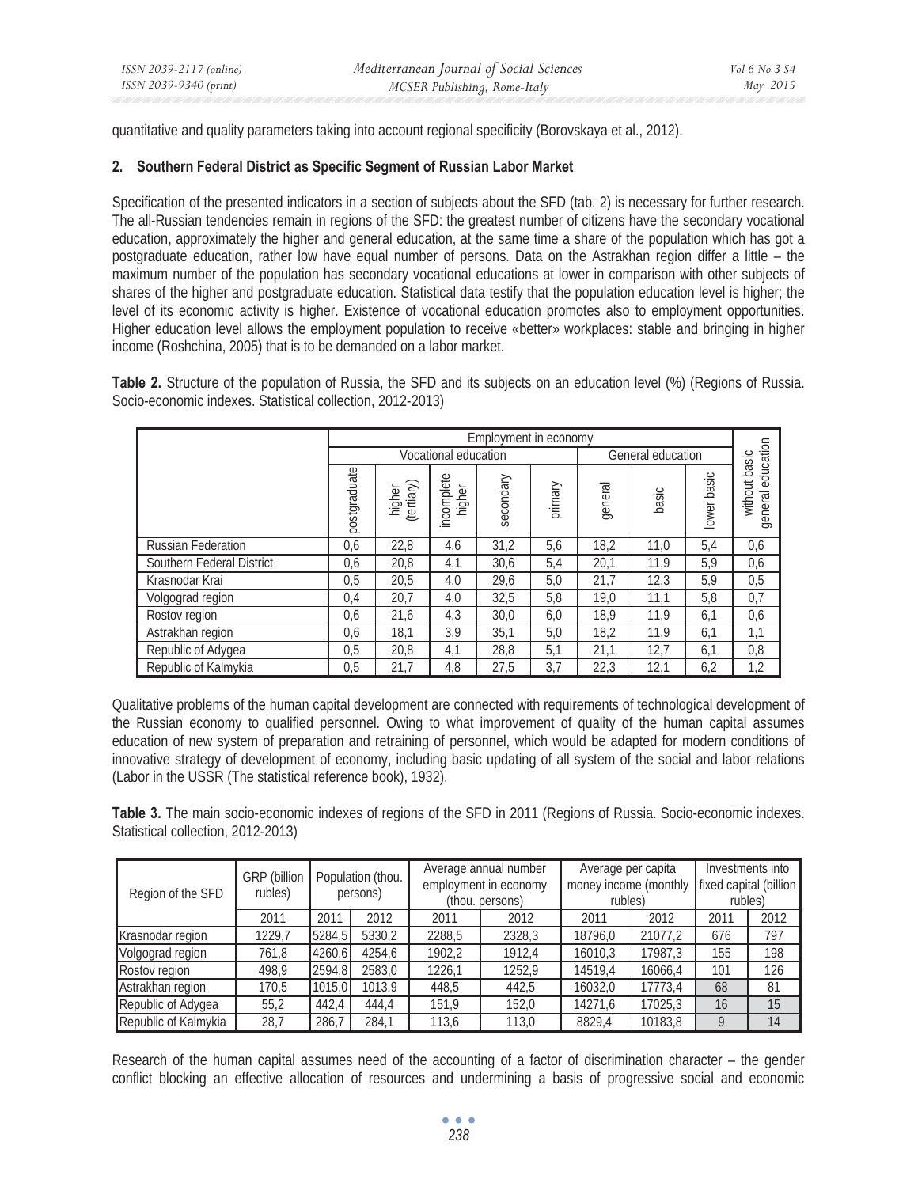quantitative and quality parameters taking into account regional specificity (Borovskaya et al., 2012).

## 2. Southern Federal District as Specific Segment of Russian Labor Market

Specification of the presented indicators in a section of subjects about the SFD (tab. 2) is necessary for further research. The all-Russian tendencies remain in regions of the SFD: the greatest number of citizens have the secondary vocational education, approximately the higher and general education, at the same time a share of the population which has got a postgraduate education, rather low have equal number of persons. Data on the Astrakhan region differ a little – the maximum number of the population has secondary vocational educations at lower in comparison with other subjects of shares of the higher and postgraduate education. Statistical data testify that the population education level is higher; the level of its economic activity is higher. Existence of vocational education promotes also to employment opportunities. Higher education level allows the employment population to receive «better» workplaces: stable and bringing in higher income (Roshchina, 2005) that is to be demanded on a labor market.

**Table 2.** Structure of the population of Russia, the SFD and its subjects on an education level (%) (Regions of Russia. Socio-economic indexes. Statistical collection, 2012-2013)

| | Employment in economy | | | | | | | | |
|---|---|---|---|---|---|---|---|---|---|
| | Vocational education | | | | | General education | | | without basic general education |
| | postgraduate | higher (tertiary) | incomplete higher | secondary | primary | general | basic | lower basic | |
| Russian Federation | 0,6 | 22,8 | 4,6 | 31,2 | 5,6 | 18,2 | 11,0 | 5,4 | 0,6 |
| Southern Federal District | 0,6 | 20,8 | 4,1 | 30,6 | 5,4 | 20,1 | 11,9 | 5,9 | 0,6 |
| Krasnodar Krai | 0,5 | 20,5 | 4,0 | 29,6 | 5,0 | 21,7 | 12,3 | 5,9 | 0,5 |
| Volgograd region | 0,4 | 20,7 | 4,0 | 32,5 | 5,8 | 19,0 | 11,1 | 5,8 | 0,7 |
| Rostov region | 0,6 | 21,6 | 4,3 | 30,0 | 6,0 | 18,9 | 11,9 | 6,1 | 0,6 |
| Astrakhan region | 0,6 | 18,1 | 3,9 | 35,1 | 5,0 | 18,2 | 11,9 | 6,1 | 1,1 |
| Republic of Adygea | 0,5 | 20,8 | 4,1 | 28,8 | 5,1 | 21,1 | 12,7 | 6,1 | 0,8 |
| Republic of Kalmykia | 0,5 | 21,7 | 4,8 | 27,5 | 3,7 | 22,3 | 12,1 | 6,2 | 1,2 |

Qualitative problems of the human capital development are connected with requirements of technological development of the Russian economy to qualified personnel. Owing to what improvement of quality of the human capital assumes education of new system of preparation and retraining of personnel, which would be adapted for modern conditions of innovative strategy of development of economy, including basic updating of all system of the social and labor relations (Labor in the USSR (The statistical reference book), 1932).

**Table 3.** The main socio-economic indexes of regions of the SFD in 2011 (Regions of Russia. Socio-economic indexes. Statistical collection, 2012-2013)

| Region of the SFD | GRP (billion rubles) | Population (thou. persons) | | Average annual number employment in economy (thou. persons) | | Average per capita money income (monthly rubles) | | Investments into fixed capital (billion rubles) | |
|---|---|---|---|---|---|---|---|---|---|
| | 2011 | 2011 | 2012 | 2011 | 2012 | 2011 | 2012 | 2011 | 2012 |
| Krasnodar region | 1229,7 | 5284,5 | 5330,2 | 2288,5 | 2328,3 | 18796,0 | 21077,2 | 676 | 797 |
| Volgograd region | 761,8 | 4260,6 | 4254,6 | 1902,2 | 1912,4 | 16010,3 | 17987,3 | 155 | 198 |
| Rostov region | 498,9 | 2594,8 | 2583,0 | 1226,1 | 1252,9 | 14519,4 | 16066,4 | 101 | 126 |
| Astrakhan region | 170,5 | 1015,0 | 1013,9 | 448,5 | 442,5 | 16032,0 | 17773,4 | 68 | 81 |
| Republic of Adygea | 55,2 | 442,4 | 444,4 | 151,9 | 152,0 | 14271,6 | 17025,3 | 16 | 15 |
| Republic of Kalmykia | 28,7 | 286,7 | 284,1 | 113,6 | 113,0 | 8829,4 | 10183,8 | 9 | 14 |

Research of the human capital assumes need of the accounting of a factor of discrimination character – the gender conflict blocking an effective allocation of resources and undermining a basis of progressive social and economic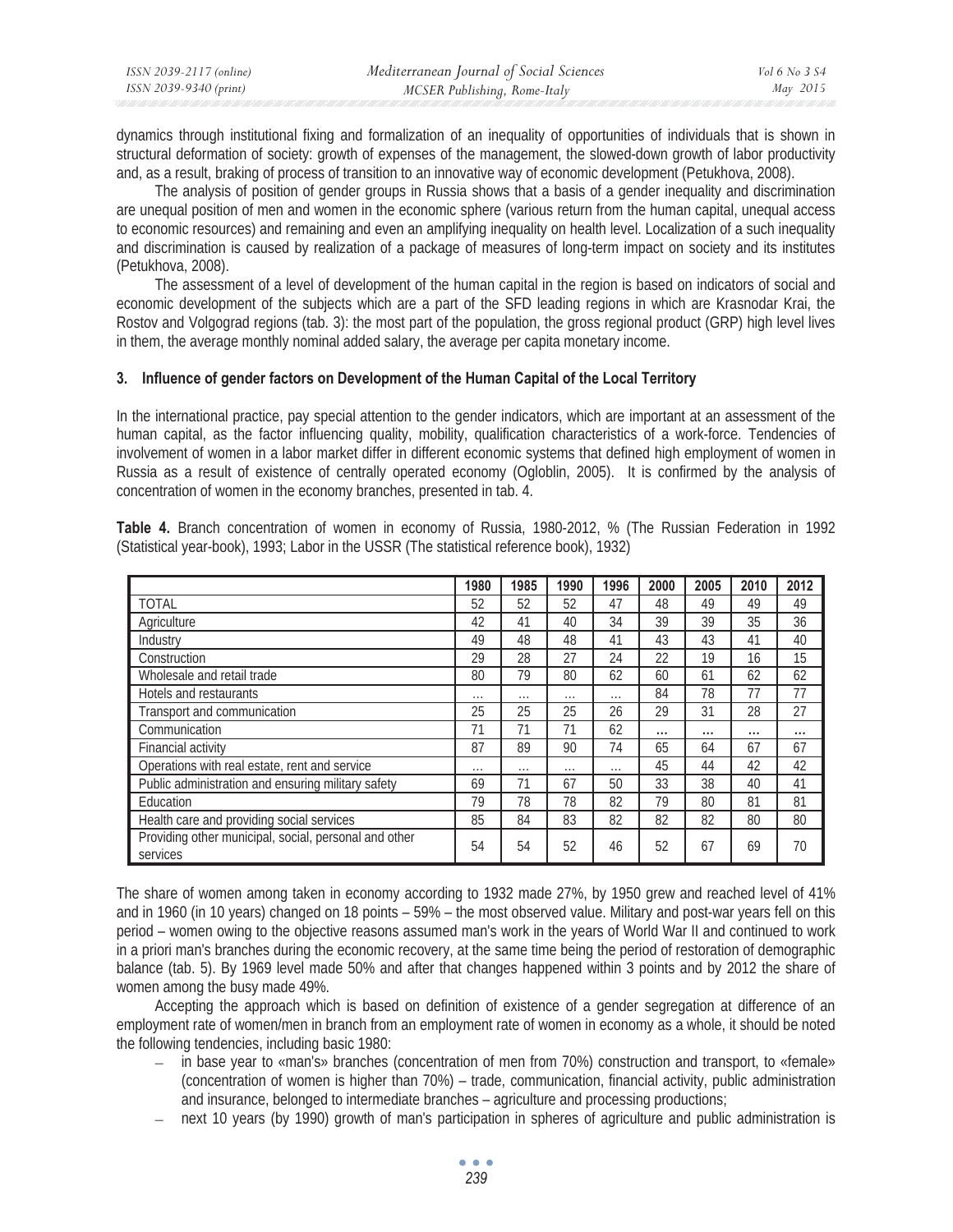dynamics through institutional fixing and formalization of an inequality of opportunities of individuals that is shown in structural deformation of society: growth of expenses of the management, the slowed-down growth of labor productivity and, as a result, braking of process of transition to an innovative way of economic development (Petukhova, 2008).

The analysis of position of gender groups in Russia shows that a basis of a gender inequality and discrimination are unequal position of men and women in the economic sphere (various return from the human capital, unequal access to economic resources) and remaining and even an amplifying inequality on health level. Localization of a such inequality and discrimination is caused by realization of a package of measures of long-term impact on society and its institutes (Petukhova, 2008).

The assessment of a level of development of the human capital in the region is based on indicators of social and economic development of the subjects which are a part of the SFD leading regions in which are Krasnodar Krai, the Rostov and Volgograd regions (tab. 3): the most part of the population, the gross regional product (GRP) high level lives in them, the average monthly nominal added salary, the average per capita monetary income.

## 3. Influence of gender factors on Development of the Human Capital of the Local Territory

In the international practice, pay special attention to the gender indicators, which are important at an assessment of the human capital, as the factor influencing quality, mobility, qualification characteristics of a work-force. Tendencies of involvement of women in a labor market differ in different economic systems that defined high employment of women in Russia as a result of existence of centrally operated economy (Ogloblin, 2005). It is confirmed by the analysis of concentration of women in the economy branches, presented in tab. 4.

**Table 4.** Branch concentration of women in economy of Russia, 1980-2012, % (The Russian Federation in 1992 (Statistical year-book), 1993; Labor in the USSR (The statistical reference book), 1932)

| | 1980 | 1985 | 1990 | 1996 | 2000 | 2005 | 2010 | 2012 |
|---|---|---|---|---|---|---|---|---|
| TOTAL | 52 | 52 | 52 | 47 | 48 | 49 | 49 | 49 |
| Agriculture | 42 | 41 | 40 | 34 | 39 | 39 | 35 | 36 |
| Industry | 49 | 48 | 48 | 41 | 43 | 43 | 41 | 40 |
| Construction | 29 | 28 | 27 | 24 | 22 | 19 | 16 | 15 |
| Wholesale and retail trade | 80 | 79 | 80 | 62 | 60 | 61 | 62 | 62 |
| Hotels and restaurants | ... | ... | ... | ... | 84 | 78 | 77 | 77 |
| Transport and communication | 25 | 25 | 25 | 26 | 29 | 31 | 28 | 27 |
| Communication | 71 | 71 | 71 | 62 | ... | ... | ... | ... |
| Financial activity | 87 | 89 | 90 | 74 | 65 | 64 | 67 | 67 |
| Operations with real estate, rent and service | ... | ... | ... | ... | 45 | 44 | 42 | 42 |
| Public administration and ensuring military safety | 69 | 71 | 67 | 50 | 33 | 38 | 40 | 41 |
| Education | 79 | 78 | 78 | 82 | 79 | 80 | 81 | 81 |
| Health care and providing social services | 85 | 84 | 83 | 82 | 82 | 82 | 80 | 80 |
| Providing other municipal, social, personal and other services | 54 | 54 | 52 | 46 | 52 | 67 | 69 | 70 |

The share of women among taken in economy according to 1932 made 27%, by 1950 grew and reached level of 41% and in 1960 (in 10 years) changed on 18 points – 59% – the most observed value. Military and post-war years fell on this period – women owing to the objective reasons assumed man's work in the years of World War II and continued to work in a priori man's branches during the economic recovery, at the same time being the period of restoration of demographic balance (tab. 5). By 1969 level made 50% and after that changes happened within 3 points and by 2012 the share of women among the busy made 49%.

Accepting the approach which is based on definition of existence of a gender segregation at difference of an employment rate of women/men in branch from an employment rate of women in economy as a whole, it should be noted the following tendencies, including basic 1980:

- in base year to «man's» branches (concentration of men from 70%) construction and transport, to «female» (concentration of women is higher than 70%) – trade, communication, financial activity, public administration and insurance, belonged to intermediate branches – agriculture and processing productions;
- next 10 years (by 1990) growth of man's participation in spheres of agriculture and public administration is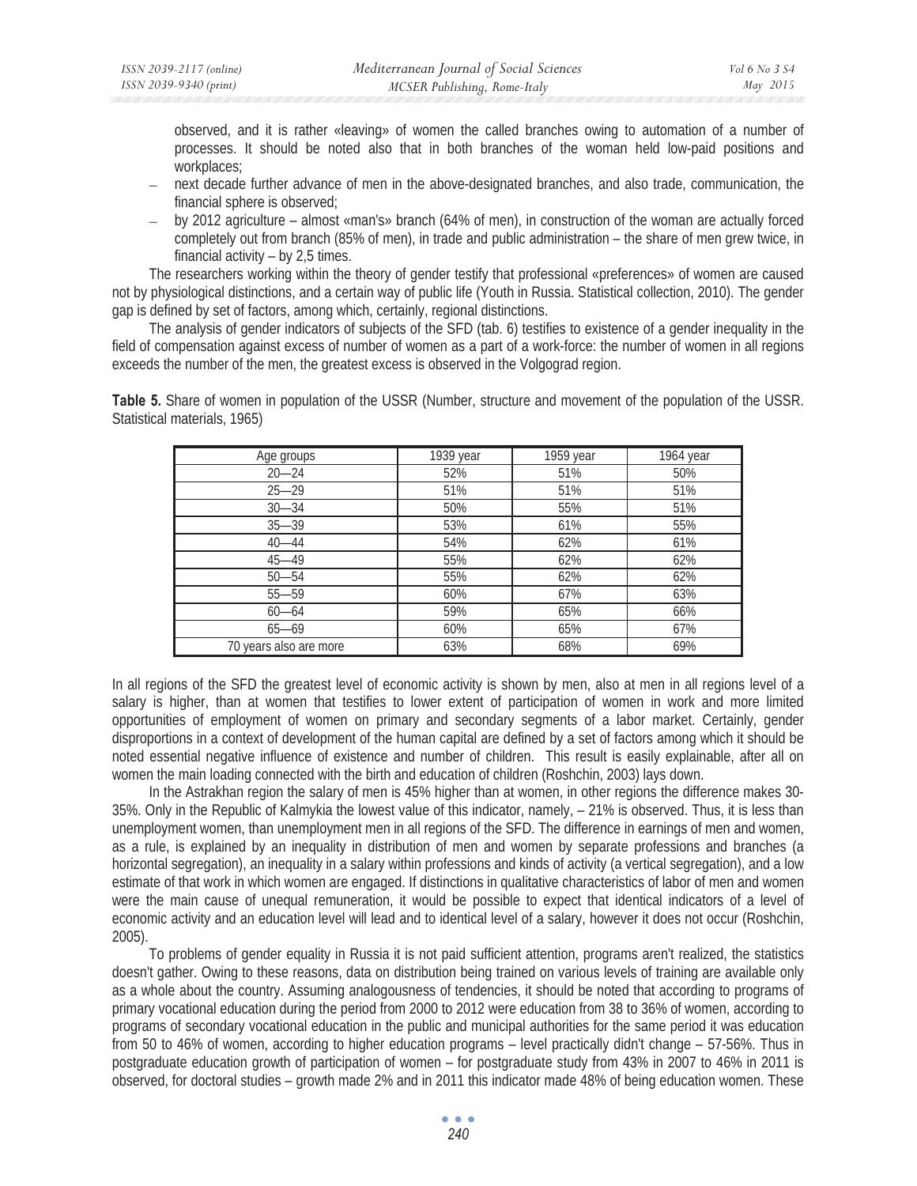observed, and it is rather «leaving» of women the called branches owing to automation of a number of processes. It should be noted also that in both branches of the woman held low-paid positions and workplaces;

- next decade further advance of men in the above-designated branches, and also trade, communication, the financial sphere is observed;
- by 2012 agriculture – almost «man's» branch (64% of men), in construction of the woman are actually forced completely out from branch (85% of men), in trade and public administration – the share of men grew twice, in financial activity – by 2,5 times.

The researchers working within the theory of gender testify that professional «preferences» of women are caused not by physiological distinctions, and a certain way of public life (Youth in Russia. Statistical collection, 2010). The gender gap is defined by set of factors, among which, certainly, regional distinctions.

The analysis of gender indicators of subjects of the SFD (tab. 6) testifies to existence of a gender inequality in the field of compensation against excess of number of women as a part of a work-force: the number of women in all regions exceeds the number of the men, the greatest excess is observed in the Volgograd region.

**Table 5.** Share of women in population of the USSR (Number, structure and movement of the population of the USSR. Statistical materials, 1965)

| Age groups | 1939 year | 1959 year | 1964 year |
|---|---|---|---|
| 20—24 | 52% | 51% | 50% |
| 25—29 | 51% | 51% | 51% |
| 30—34 | 50% | 55% | 51% |
| 35—39 | 53% | 61% | 55% |
| 40—44 | 54% | 62% | 61% |
| 45—49 | 55% | 62% | 62% |
| 50—54 | 55% | 62% | 62% |
| 55—59 | 60% | 67% | 63% |
| 60—64 | 59% | 65% | 66% |
| 65—69 | 60% | 65% | 67% |
| 70 years also are more | 63% | 68% | 69% |

In all regions of the SFD the greatest level of economic activity is shown by men, also at men in all regions level of a salary is higher, than at women that testifies to lower extent of participation of women in work and more limited opportunities of employment of women on primary and secondary segments of a labor market. Certainly, gender disproportions in a context of development of the human capital are defined by a set of factors among which it should be noted essential negative influence of existence and number of children. This result is easily explainable, after all on women the main loading connected with the birth and education of children (Roshchin, 2003) lays down.

In the Astrakhan region the salary of men is 45% higher than at women, in other regions the difference makes 30-35%. Only in the Republic of Kalmykia the lowest value of this indicator, namely, – 21% is observed. Thus, it is less than unemployment women, than unemployment men in all regions of the SFD. The difference in earnings of men and women, as a rule, is explained by an inequality in distribution of men and women by separate professions and branches (a horizontal segregation), an inequality in a salary within professions and kinds of activity (a vertical segregation), and a low estimate of that work in which women are engaged. If distinctions in qualitative characteristics of labor of men and women were the main cause of unequal remuneration, it would be possible to expect that identical indicators of a level of economic activity and an education level will lead and to identical level of a salary, however it does not occur (Roshchin, 2005).

To problems of gender equality in Russia it is not paid sufficient attention, programs aren't realized, the statistics doesn't gather. Owing to these reasons, data on distribution being trained on various levels of training are available only as a whole about the country. Assuming analogousness of tendencies, it should be noted that according to programs of primary vocational education during the period from 2000 to 2012 were education from 38 to 36% of women, according to programs of secondary vocational education in the public and municipal authorities for the same period it was education from 50 to 46% of women, according to higher education programs – level practically didn't change – 57-56%. Thus in postgraduate education growth of participation of women – for postgraduate study from 43% in 2007 to 46% in 2011 is observed, for doctoral studies – growth made 2% and in 2011 this indicator made 48% of being education women. These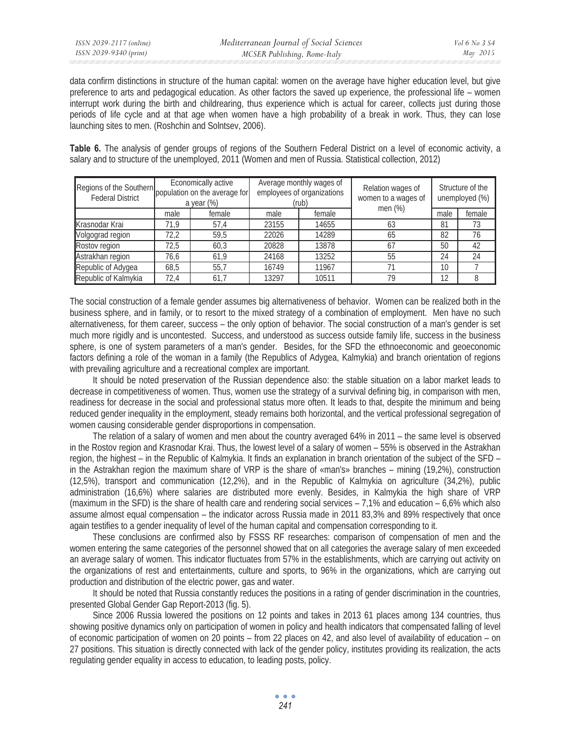data confirm distinctions in structure of the human capital: women on the average have higher education level, but give preference to arts and pedagogical education. As other factors the saved up experience, the professional life – women interrupt work during the birth and childrearing, thus experience which is actual for career, collects just during those periods of life cycle and at that age when women have a high probability of a break in work. Thus, they can lose launching sites to men. (Roshchin and Solntsev, 2006).

**Table 6.** The analysis of gender groups of regions of the Southern Federal District on a level of economic activity, a salary and to structure of the unemployed, 2011 (Women and men of Russia. Statistical collection, 2012)

| Regions of the Southern Federal District | Economically active population on the average for a year (%) | | Average monthly wages of employees of organizations (rub) | | Relation wages of women to a wages of men (%) | Structure of the unemployed (%) | |
|---|---|---|---|---|---|---|---|
| | male | female | male | female | | male | female |
| Krasnodar Krai | 71,9 | 57,4 | 23155 | 14655 | 63 | 81 | 73 |
| Volgograd region | 72,2 | 59,5 | 22026 | 14289 | 65 | 82 | 76 |
| Rostov region | 72,5 | 60,3 | 20828 | 13878 | 67 | 50 | 42 |
| Astrakhan region | 76,6 | 61,9 | 24168 | 13252 | 55 | 24 | 24 |
| Republic of Adygea | 68,5 | 55,7 | 16749 | 11967 | 71 | 10 | 7 |
| Republic of Kalmykia | 72,4 | 61,7 | 13297 | 10511 | 79 | 12 | 8 |

The social construction of a female gender assumes big alternativeness of behavior. Women can be realized both in the business sphere, and in family, or to resort to the mixed strategy of a combination of employment. Men have no such alternativeness, for them career, success – the only option of behavior. The social construction of a man's gender is set much more rigidly and is uncontested. Success, and understood as success outside family life, success in the business sphere, is one of system parameters of a man's gender. Besides, for the SFD the ethnoeconomic and geoeconomic factors defining a role of the woman in a family (the Republics of Adygea, Kalmykia) and branch orientation of regions with prevailing agriculture and a recreational complex are important.

It should be noted preservation of the Russian dependence also: the stable situation on a labor market leads to decrease in competitiveness of women. Thus, women use the strategy of a survival defining big, in comparison with men, readiness for decrease in the social and professional status more often. It leads to that, despite the minimum and being reduced gender inequality in the employment, steady remains both horizontal, and the vertical professional segregation of women causing considerable gender disproportions in compensation.

The relation of a salary of women and men about the country averaged 64% in 2011 – the same level is observed in the Rostov region and Krasnodar Krai. Thus, the lowest level of a salary of women – 55% is observed in the Astrakhan region, the highest – in the Republic of Kalmykia. It finds an explanation in branch orientation of the subject of the SFD – in the Astrakhan region the maximum share of VRP is the share of «man's» branches – mining (19,2%), construction (12,5%), transport and communication (12,2%), and in the Republic of Kalmykia on agriculture (34,2%), public administration (16,6%) where salaries are distributed more evenly. Besides, in Kalmykia the high share of VRP (maximum in the SFD) is the share of health care and rendering social services – 7,1% and education – 6,6% which also assume almost equal compensation – the indicator across Russia made in 2011 83,3% and 89% respectively that once again testifies to a gender inequality of level of the human capital and compensation corresponding to it.

These conclusions are confirmed also by FSSS RF researches: comparison of compensation of men and the women entering the same categories of the personnel showed that on all categories the average salary of men exceeded an average salary of women. This indicator fluctuates from 57% in the establishments, which are carrying out activity on the organizations of rest and entertainments, culture and sports, to 96% in the organizations, which are carrying out production and distribution of the electric power, gas and water.

It should be noted that Russia constantly reduces the positions in a rating of gender discrimination in the countries, presented Global Gender Gap Report-2013 (fig. 5).

Since 2006 Russia lowered the positions on 12 points and takes in 2013 61 places among 134 countries, thus showing positive dynamics only on participation of women in policy and health indicators that compensated falling of level of economic participation of women on 20 points – from 22 places on 42, and also level of availability of education – on 27 positions. This situation is directly connected with lack of the gender policy, institutes providing its realization, the acts regulating gender equality in access to education, to leading posts, policy.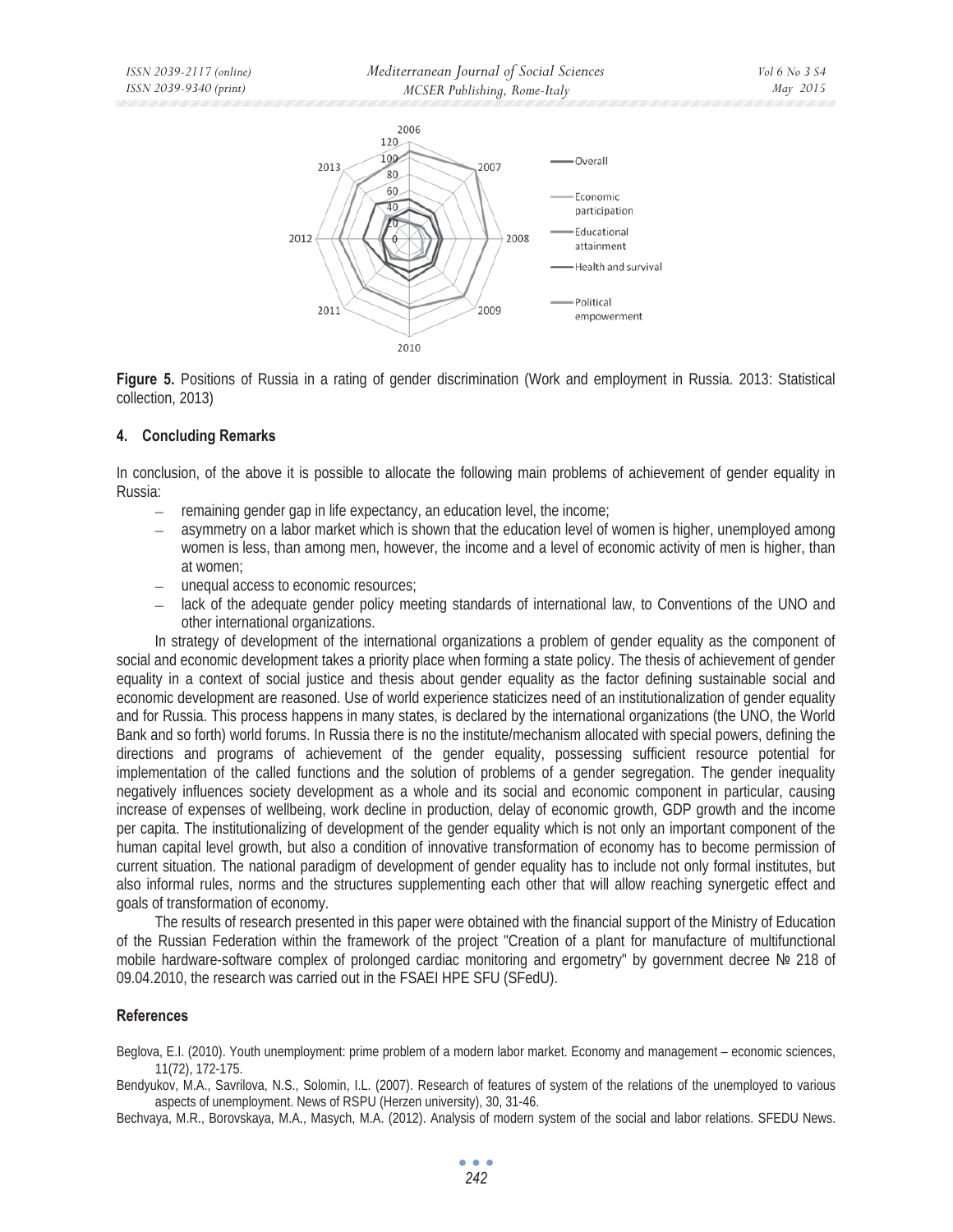2006
120
100
80
60
40
20
0
2007
2008
2009
2010
2011
2012
2013

Overall
Economic participation
Educational attainment
Health and survival
Political empowerment

**Figure 5.** Positions of Russia in a rating of gender discrimination (Work and employment in Russia. 2013: Statistical collection, 2013)

### 4. Concluding Remarks

In conclusion, of the above it is possible to allocate the following main problems of achievement of gender equality in Russia:

- remaining gender gap in life expectancy, an education level, the income;
- asymmetry on a labor market which is shown that the education level of women is higher, unemployed among women is less, than among men, however, the income and a level of economic activity of men is higher, than at women;
- unequal access to economic resources;
- lack of the adequate gender policy meeting standards of international law, to Conventions of the UNO and other international organizations.

In strategy of development of the international organizations a problem of gender equality as the component of social and economic development takes a priority place when forming a state policy. The thesis of achievement of gender equality in a context of social justice and thesis about gender equality as the factor defining sustainable social and economic development are reasoned. Use of world experience staticizes need of an institutionalization of gender equality and for Russia. This process happens in many states, is declared by the international organizations (the UNO, the World Bank and so forth) world forums. In Russia there is no the institute/mechanism allocated with special powers, defining the directions and programs of achievement of the gender equality, possessing sufficient resource potential for implementation of the called functions and the solution of problems of a gender segregation. The gender inequality negatively influences society development as a whole and its social and economic component in particular, causing increase of expenses of wellbeing, work decline in production, delay of economic growth, GDP growth and the income per capita. The institutionalizing of development of the gender equality which is not only an important component of the human capital level growth, but also a condition of innovative transformation of economy has to become permission of current situation. The national paradigm of development of gender equality has to include not only formal institutes, but also informal rules, norms and the structures supplementing each other that will allow reaching synergetic effect and goals of transformation of economy.

The results of research presented in this paper were obtained with the financial support of the Ministry of Education of the Russian Federation within the framework of the project "Creation of a plant for manufacture of multifunctional mobile hardware-software complex of prolonged cardiac monitoring and ergometry" by government decree № 218 of 09.04.2010, the research was carried out in the FSAEI HPE SFU (SFedU).

### References

Beglova, E.I. (2010). Youth unemployment: prime problem of a modern labor market. Economy and management – economic sciences, 11(72), 172-175.

Bendyukov, M.A., Savrilova, N.S., Solomin, I.L. (2007). Research of features of system of the relations of the unemployed to various aspects of unemployment. News of RSPU (Herzen university), 30, 31-46.

Bechvaya, M.R., Borovskaya, M.A., Masych, M.A. (2012). Analysis of modern system of the social and labor relations. SFEDU News.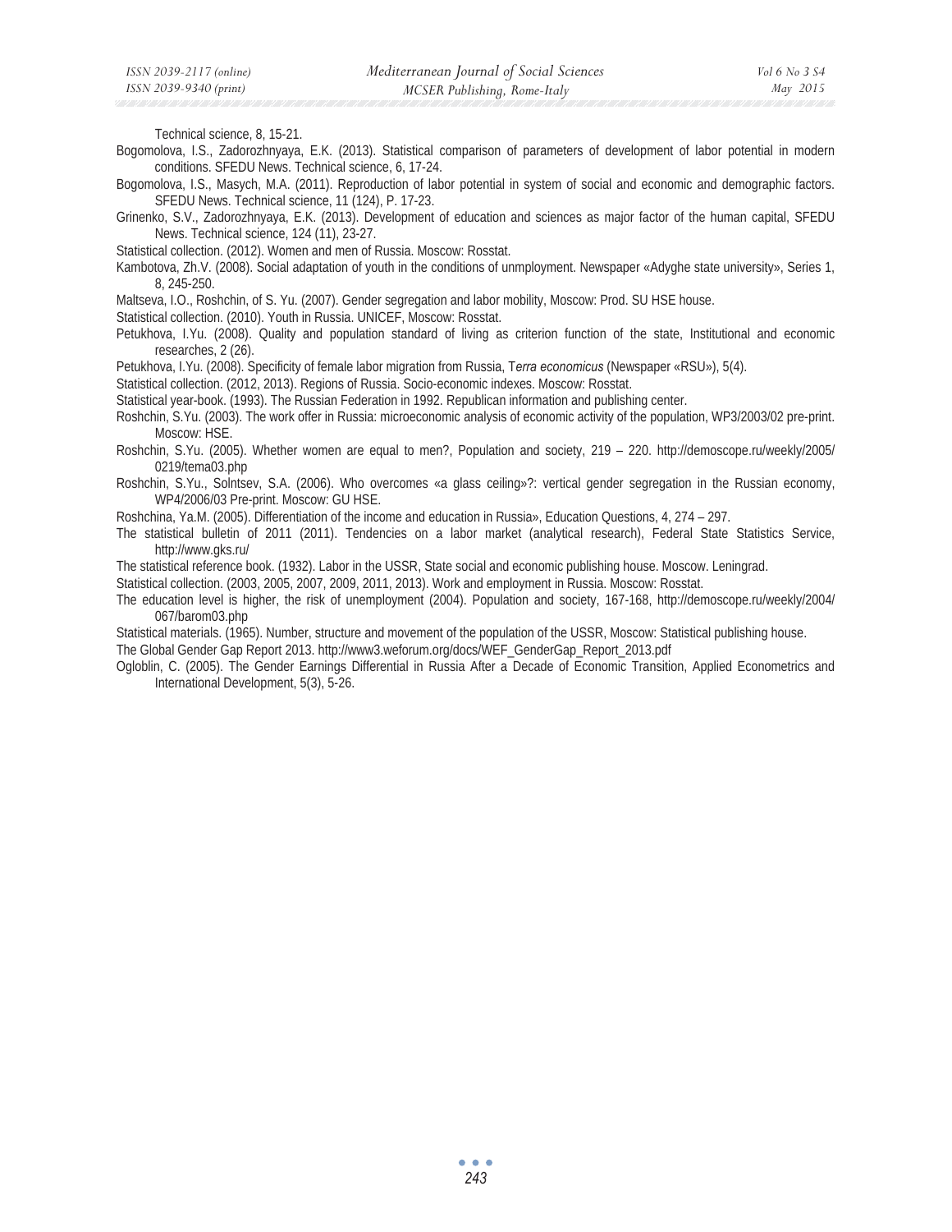Technical science, 8, 15-21.

Bogomolova, I.S., Zadorozhnyaya, E.K. (2013). Statistical comparison of parameters of development of labor potential in modern conditions. SFEDU News. Technical science, 6, 17-24.

Bogomolova, I.S., Masych, M.A. (2011). Reproduction of labor potential in system of social and economic and demographic factors. SFEDU News. Technical science, 11 (124), P. 17-23.

Grinenko, S.V., Zadorozhnyaya, E.K. (2013). Development of education and sciences as major factor of the human capital, SFEDU News. Technical science, 124 (11), 23-27.

Statistical collection. (2012). Women and men of Russia. Moscow: Rosstat.

Kambotova, Zh.V. (2008). Social adaptation of youth in the conditions of unmployment. Newspaper «Adyghe state university», Series 1, 8, 245-250.

Maltseva, I.O., Roshchin, of S. Yu. (2007). Gender segregation and labor mobility, Moscow: Prod. SU HSE house.

Statistical collection. (2010). Youth in Russia. UNICEF, Moscow: Rosstat.

Petukhova, I.Yu. (2008). Quality and population standard of living as criterion function of the state, Institutional and economic researches, 2 (26).

Petukhova, I.Yu. (2008). Specificity of female labor migration from Russia, T*erra economicus* (Newspaper «RSU»), 5(4).

Statistical collection. (2012, 2013). Regions of Russia. Socio-economic indexes. Moscow: Rosstat.

Statistical year-book. (1993). The Russian Federation in 1992. Republican information and publishing center.

Roshchin, S.Yu. (2003). The work offer in Russia: microeconomic analysis of economic activity of the population, WP3/2003/02 pre-print. Moscow: HSE.

Roshchin, S.Yu. (2005). Whether women are equal to men?, Population and society, 219 – 220. http://demoscope.ru/weekly/2005/0219/tema03.php

Roshchin, S.Yu., Solntsev, S.A. (2006). Who overcomes «a glass ceiling»?: vertical gender segregation in the Russian economy, WP4/2006/03 Pre-print. Moscow: GU HSE.

Roshchina, Ya.M. (2005). Differentiation of the income and education in Russia», Education Questions, 4, 274 – 297.

The statistical bulletin of 2011 (2011). Tendencies on a labor market (analytical research), Federal State Statistics Service, http://www.gks.ru/

The statistical reference book. (1932). Labor in the USSR, State social and economic publishing house. Moscow. Leningrad.

Statistical collection. (2003, 2005, 2007, 2009, 2011, 2013). Work and employment in Russia. Moscow: Rosstat.

The education level is higher, the risk of unemployment (2004). Population and society, 167-168, http://demoscope.ru/weekly/2004/067/barom03.php

Statistical materials. (1965). Number, structure and movement of the population of the USSR, Moscow: Statistical publishing house.

The Global Gender Gap Report 2013. http://www3.weforum.org/docs/WEF_GenderGap_Report_2013.pdf

Ogloblin, C. (2005). The Gender Earnings Differential in Russia After a Decade of Economic Transition, Applied Econometrics and International Development, 5(3), 5-26.